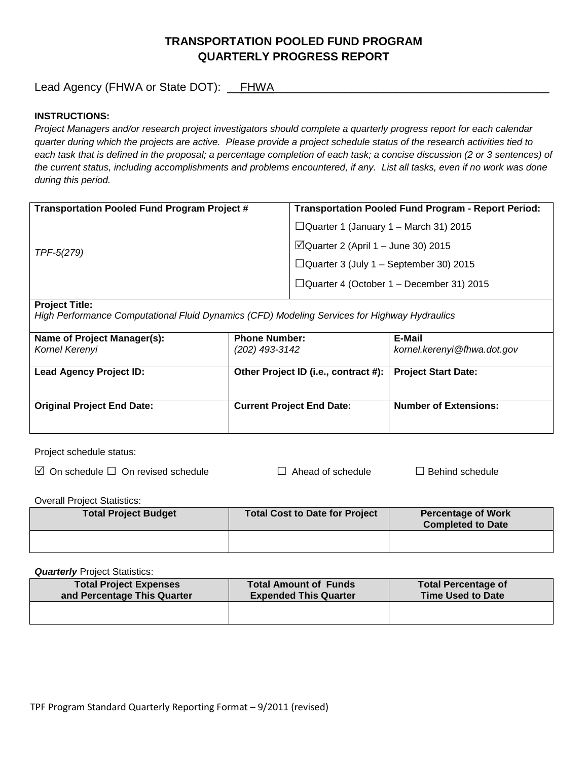# TRANSPORTATION POOLED FUND PROGRAM
# QUARTERLY PROGRESS REPORT

Lead Agency (FHWA or State DOT): __FHWA____________________________________________

**INSTRUCTIONS:**

*Project Managers and/or research project investigators should complete a quarterly progress report for each calendar quarter during which the projects are active. Please provide a project schedule status of the research activities tied to each task that is defined in the proposal; a percentage completion of each task; a concise discussion (2 or 3 sentences) of the current status, including accomplishments and problems encountered, if any. List all tasks, even if no work was done during this period.*

| **Transportation Pooled Fund Program Project #** | **Transportation Pooled Fund Program - Report Period:** |
|---|---|
| *TPF-5(279)* | ☐Quarter 1 (January 1 – March 31) 2015<br>☑Quarter 2 (April 1 – June 30) 2015<br>☐Quarter 3 (July 1 – September 30) 2015<br>☐Quarter 4 (October 1 – December 31) 2015 |

**Project Title:**
*High Performance Computational Fluid Dynamics (CFD) Modeling Services for Highway Hydraulics*

| **Name of Project Manager(s):** | **Phone Number:** | **E-Mail** |
|---|---|---|
| *Kornel Kerenyi* | *(202) 493-3142* | *kornel.kerenyi@fhwa.dot.gov* |
| **Lead Agency Project ID:** | **Other Project ID (i.e., contract #):** | **Project Start Date:** |
| | | |
| **Original Project End Date:** | **Current Project End Date:** | **Number of Extensions:** |
| | | |

Project schedule status:

☑ On schedule ☐ On revised schedule ☐ Ahead of schedule ☐ Behind schedule

Overall Project Statistics:

| Total Project Budget | Total Cost to Date for Project | Percentage of Work Completed to Date |
|---|---|---|
| | | |

***Quarterly*** Project Statistics:

| Total Project Expenses and Percentage This Quarter | Total Amount of Funds Expended This Quarter | Total Percentage of Time Used to Date |
|---|---|---|
| | | |

TPF Program Standard Quarterly Reporting Format – 9/2011 (revised)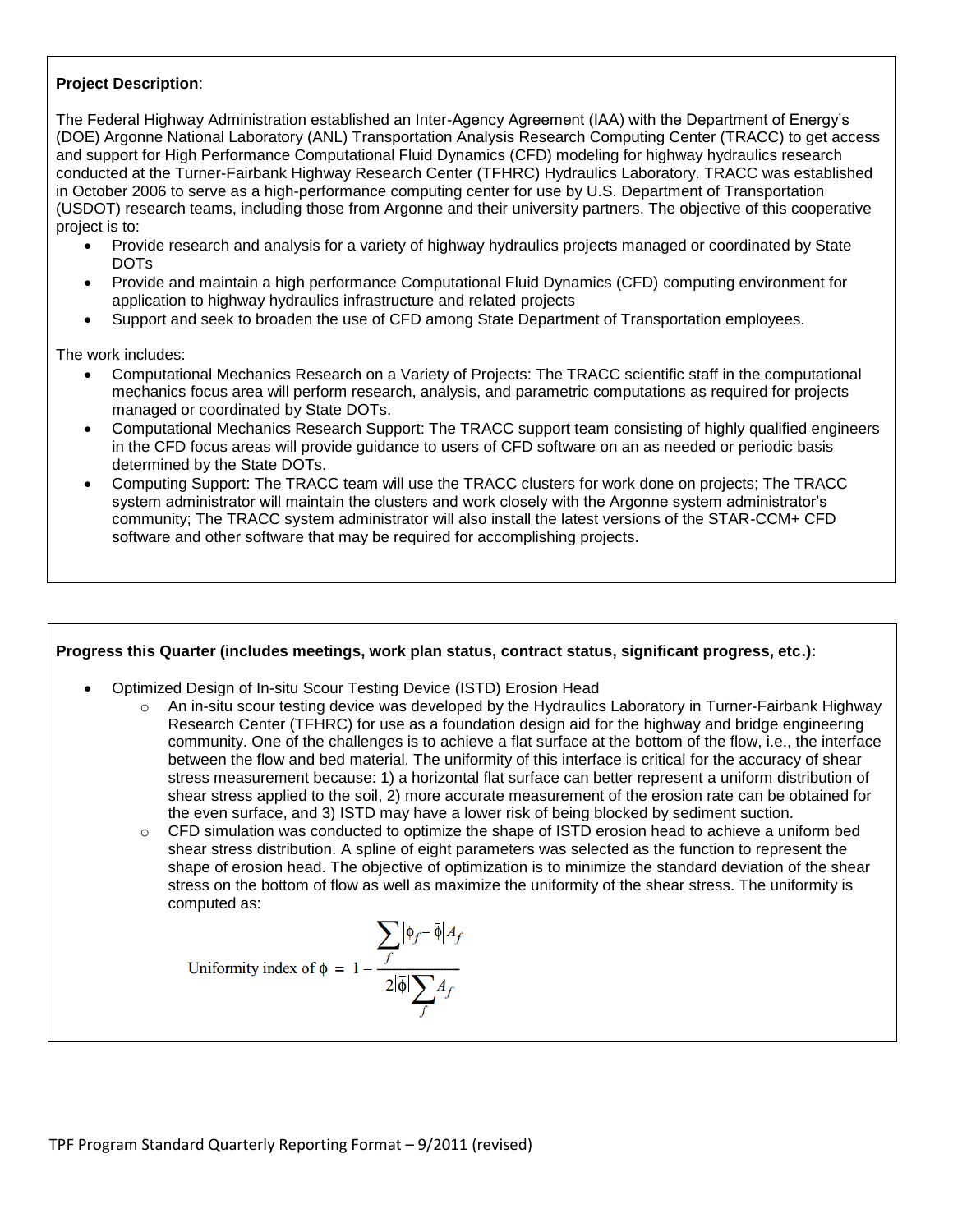**Project Description**:

The Federal Highway Administration established an Inter-Agency Agreement (IAA) with the Department of Energy's (DOE) Argonne National Laboratory (ANL) Transportation Analysis Research Computing Center (TRACC) to get access and support for High Performance Computational Fluid Dynamics (CFD) modeling for highway hydraulics research conducted at the Turner-Fairbank Highway Research Center (TFHRC) Hydraulics Laboratory. TRACC was established in October 2006 to serve as a high-performance computing center for use by U.S. Department of Transportation (USDOT) research teams, including those from Argonne and their university partners. The objective of this cooperative project is to:

- Provide research and analysis for a variety of highway hydraulics projects managed or coordinated by State DOTs
- Provide and maintain a high performance Computational Fluid Dynamics (CFD) computing environment for application to highway hydraulics infrastructure and related projects
- Support and seek to broaden the use of CFD among State Department of Transportation employees.

The work includes:

- Computational Mechanics Research on a Variety of Projects: The TRACC scientific staff in the computational mechanics focus area will perform research, analysis, and parametric computations as required for projects managed or coordinated by State DOTs.
- Computational Mechanics Research Support: The TRACC support team consisting of highly qualified engineers in the CFD focus areas will provide guidance to users of CFD software on an as needed or periodic basis determined by the State DOTs.
- Computing Support: The TRACC team will use the TRACC clusters for work done on projects; The TRACC system administrator will maintain the clusters and work closely with the Argonne system administrator's community; The TRACC system administrator will also install the latest versions of the STAR-CCM+ CFD software and other software that may be required for accomplishing projects.

**Progress this Quarter (includes meetings, work plan status, contract status, significant progress, etc.):**

- Optimized Design of In-situ Scour Testing Device (ISTD) Erosion Head
  - An in-situ scour testing device was developed by the Hydraulics Laboratory in Turner-Fairbank Highway Research Center (TFHRC) for use as a foundation design aid for the highway and bridge engineering community. One of the challenges is to achieve a flat surface at the bottom of the flow, i.e., the interface between the flow and bed material. The uniformity of this interface is critical for the accuracy of shear stress measurement because: 1) a horizontal flat surface can better represent a uniform distribution of shear stress applied to the soil, 2) more accurate measurement of the erosion rate can be obtained for the even surface, and 3) ISTD may have a lower risk of being blocked by sediment suction.
  - CFD simulation was conducted to optimize the shape of ISTD erosion head to achieve a uniform bed shear stress distribution. A spline of eight parameters was selected as the function to represent the shape of erosion head. The objective of optimization is to minimize the standard deviation of the shear stress on the bottom of flow as well as maximize the uniformity of the shear stress. The uniformity is computed as:

$$\text{Uniformity index of } \phi = 1 - \frac{\sum_f |\phi_f - \bar{\phi}| A_f}{2|\bar{\phi}| \sum_f A_f}$$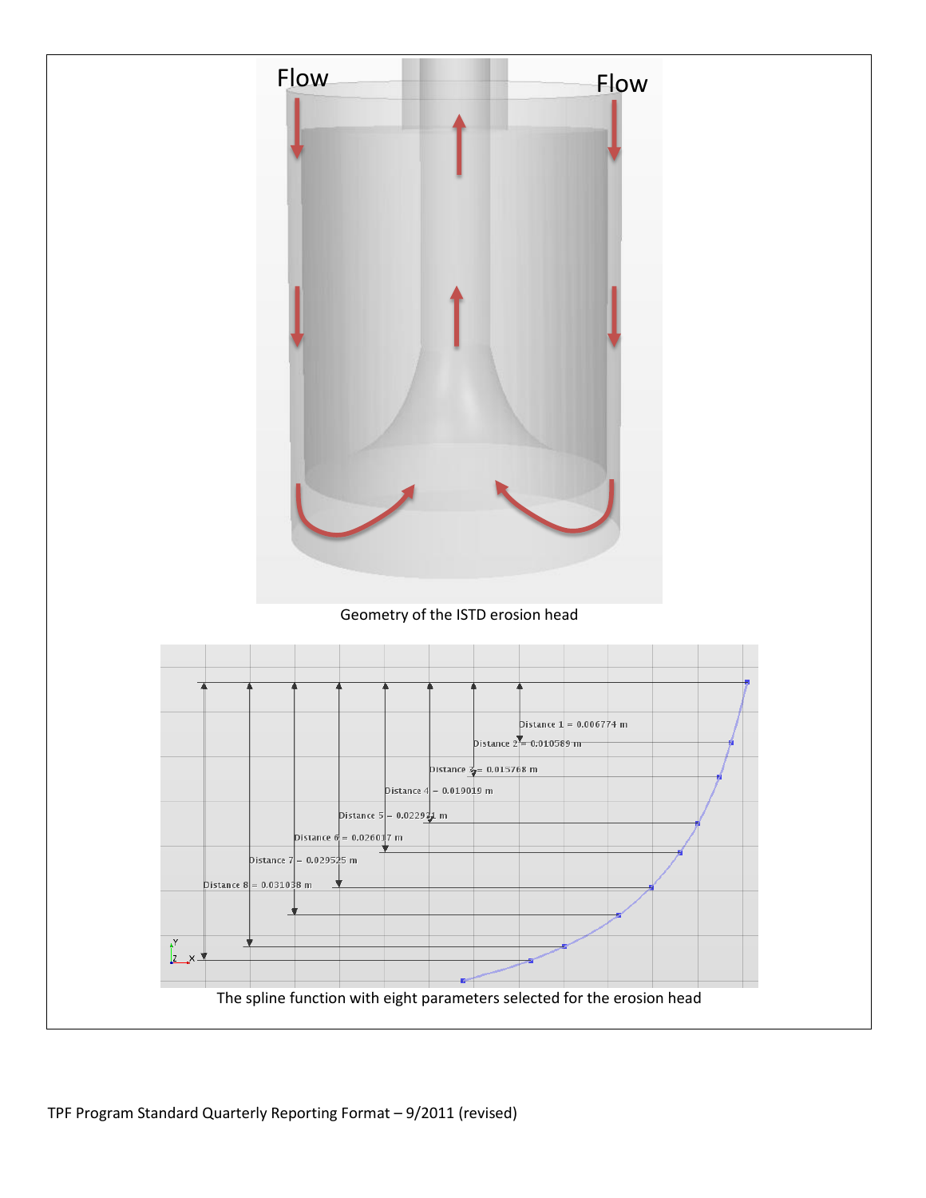Flow

Flow

Geometry of the ISTD erosion head

Distance 1 = 0.006774 m

Distance 2 = 0.010589 m

Distance 3 = 0.015768 m

Distance 4 = 0.019019 m

Distance 5 = 0.022921 m

Distance 6 = 0.026017 m

Distance 7 = 0.029525 m

Distance 8 = 0.031038 m

The spline function with eight parameters selected for the erosion head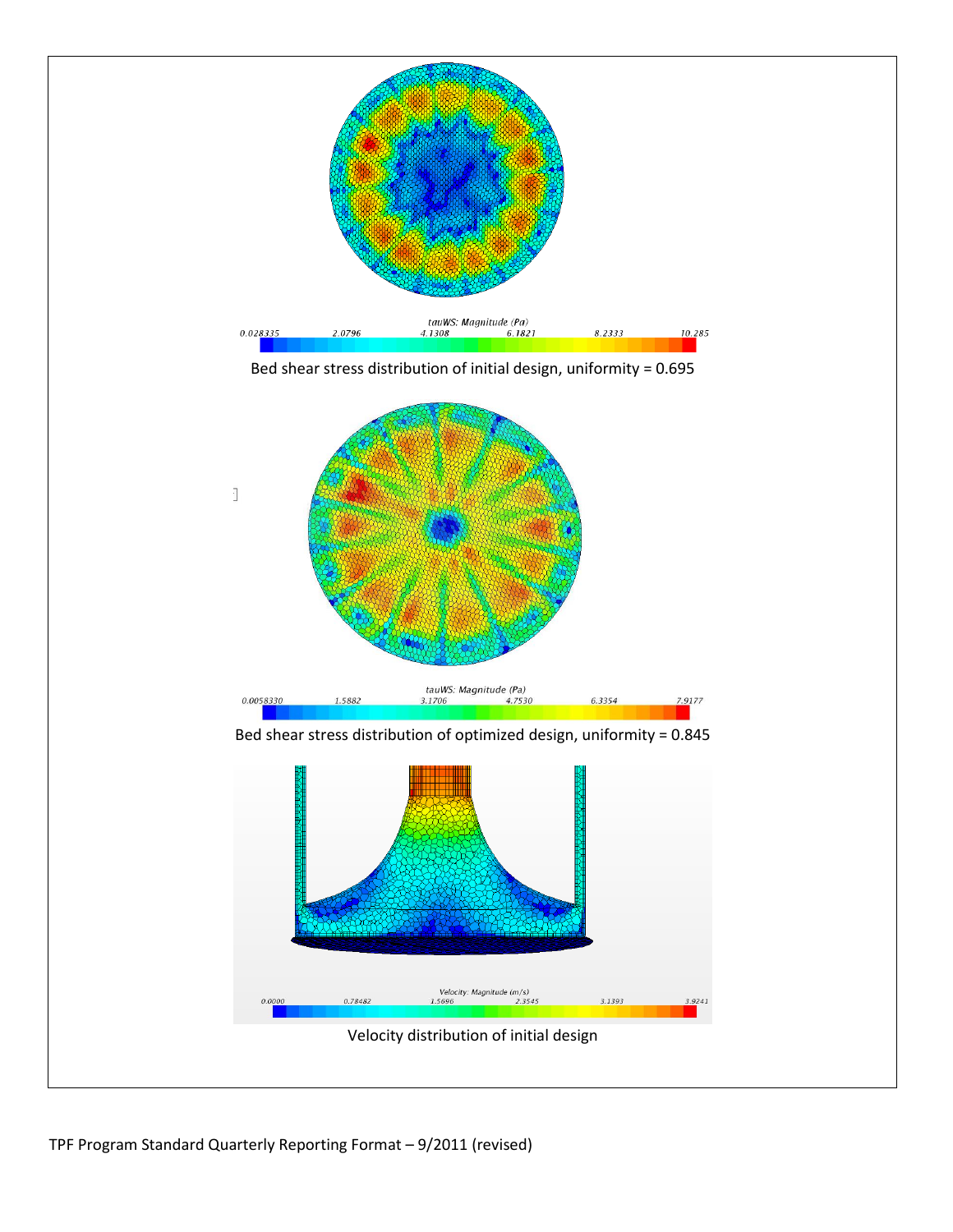Bed shear stress distribution of initial design, uniformity = 0.695

Bed shear stress distribution of optimized design, uniformity = 0.845

Velocity distribution of initial design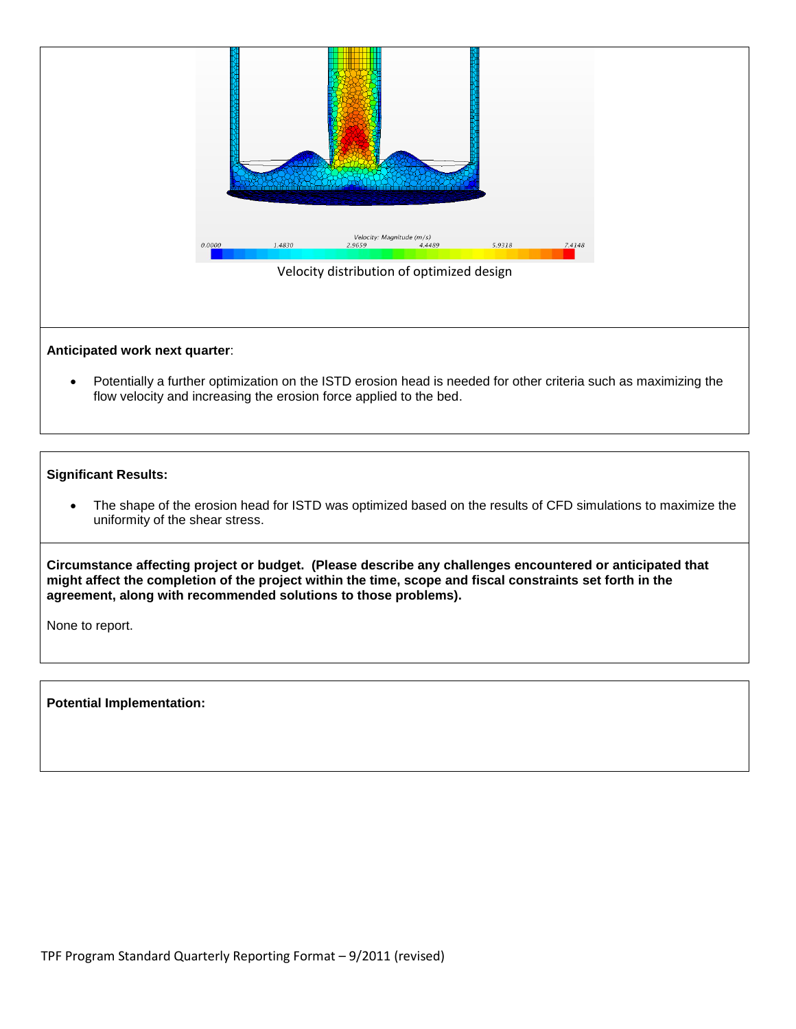Velocity: Magnitude (m/s)

0.0000 1.4830 2.9659 4.4489 5.9318 7.4148

Velocity distribution of optimized design

**Anticipated work next quarter**:

- Potentially a further optimization on the ISTD erosion head is needed for other criteria such as maximizing the flow velocity and increasing the erosion force applied to the bed.

**Significant Results:**

- The shape of the erosion head for ISTD was optimized based on the results of CFD simulations to maximize the uniformity of the shear stress.

**Circumstance affecting project or budget. (Please describe any challenges encountered or anticipated that might affect the completion of the project within the time, scope and fiscal constraints set forth in the agreement, along with recommended solutions to those problems).**

None to report.

**Potential Implementation:**